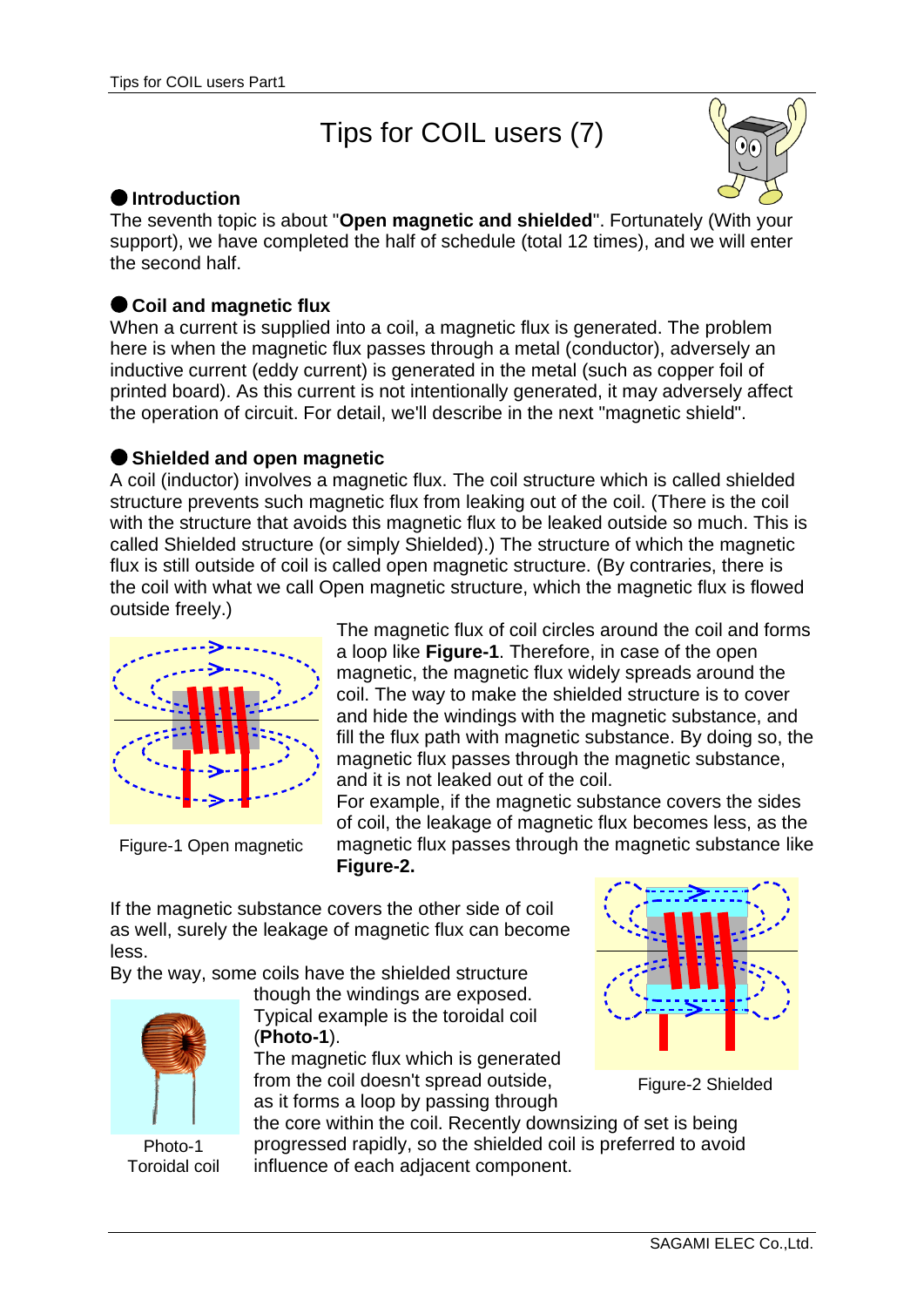# Tips for COIL users (7)

## ● Introduction

The seventh topic is about "**Open magnetic and shielded**". Fortunately (With your support), we have completed the half of schedule (total 12 times), and we will enter the second half.

## ● Coil and magnetic flux

When a current is supplied into a coil, a magnetic flux is generated. The problem here is when the magnetic flux passes through a metal (conductor), adversely an inductive current (eddy current) is generated in the metal (such as copper foil of printed board). As this current is not intentionally generated, it may adversely affect the operation of circuit. For detail, we'll describe in the next "magnetic shield".

## ● Shielded and open magnetic

A coil (inductor) involves a magnetic flux. The coil structure which is called shielded structure prevents such magnetic flux from leaking out of the coil. (There is the coil with the structure that avoids this magnetic flux to be leaked outside so much. This is called Shielded structure (or simply Shielded).) The structure of which the magnetic flux is still outside of coil is called open magnetic structure. (By contraries, there is the coil with what we call Open magnetic structure, which the magnetic flux is flowed outside freely.)

Figure-1 Open magnetic

The magnetic flux of coil circles around the coil and forms a loop like **Figure-1**. Therefore, in case of the open magnetic, the magnetic flux widely spreads around the coil. The way to make the shielded structure is to cover and hide the windings with the magnetic substance, and fill the flux path with magnetic substance. By doing so, the magnetic flux passes through the magnetic substance, and it is not leaked out of the coil.

For example, if the magnetic substance covers the sides of coil, the leakage of magnetic flux becomes less, as the magnetic flux passes through the magnetic substance like **Figure-2.**

If the magnetic substance covers the other side of coil as well, surely the leakage of magnetic flux can become less.

Figure-2 Shielded

By the way, some coils have the shielded structure though the windings are exposed. Typical example is the toroidal coil (**Photo-1**).

The magnetic flux which is generated from the coil doesn't spread outside, as it forms a loop by passing through the core within the coil. Recently downsizing of set is being progressed rapidly, so the shielded coil is preferred to avoid influence of each adjacent component.

Photo-1 Toroidal coil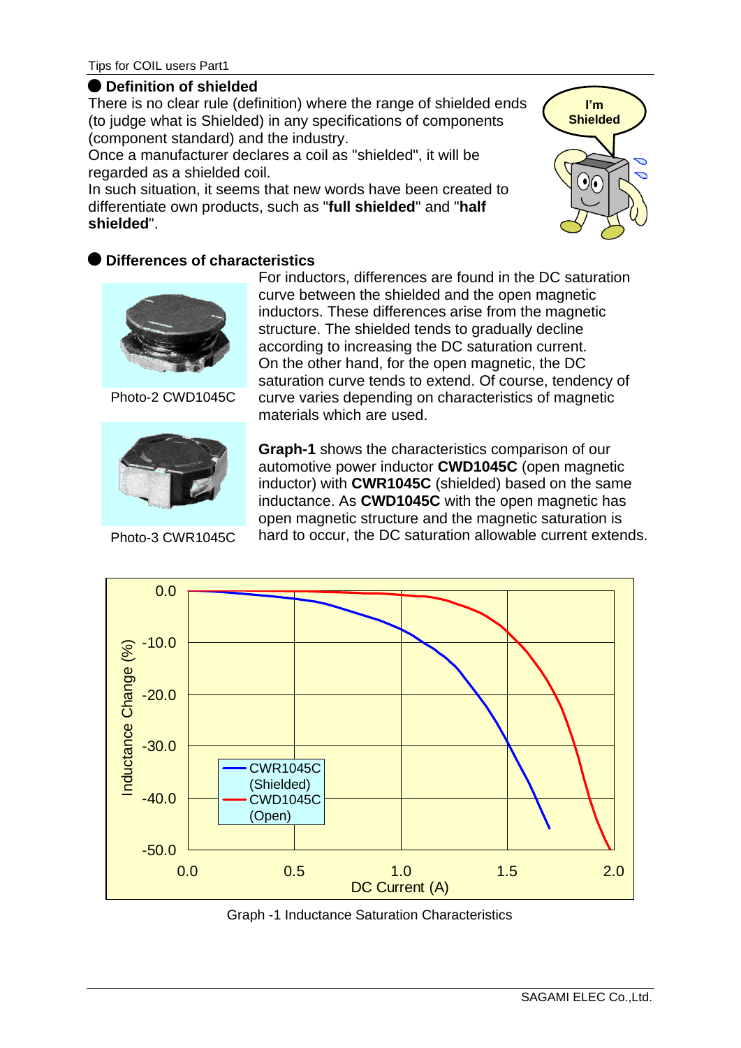## ● Definition of shielded

There is no clear rule (definition) where the range of shielded ends (to judge what is Shielded) in any specifications of components (component standard) and the industry.
Once a manufacturer declares a coil as "shielded", it will be regarded as a shielded coil.
In such situation, it seems that new words have been created to differentiate own products, such as "**full shielded**" and "**half shielded**".

## ● Differences of characteristics

Photo-2 CWD1045C

Photo-3 CWR1045C

For inductors, differences are found in the DC saturation curve between the shielded and the open magnetic inductors. These differences arise from the magnetic structure. The shielded tends to gradually decline according to increasing the DC saturation current.
On the other hand, for the open magnetic, the DC saturation curve tends to extend. Of course, tendency of curve varies depending on characteristics of magnetic materials which are used.

**Graph-1** shows the characteristics comparison of our automotive power inductor **CWD1045C** (open magnetic inductor) with **CWR1045C** (shielded) based on the same inductance. As **CWD1045C** with the open magnetic has open magnetic structure and the magnetic saturation is hard to occur, the DC saturation allowable current extends.

Graph -1 Inductance Saturation Characteristics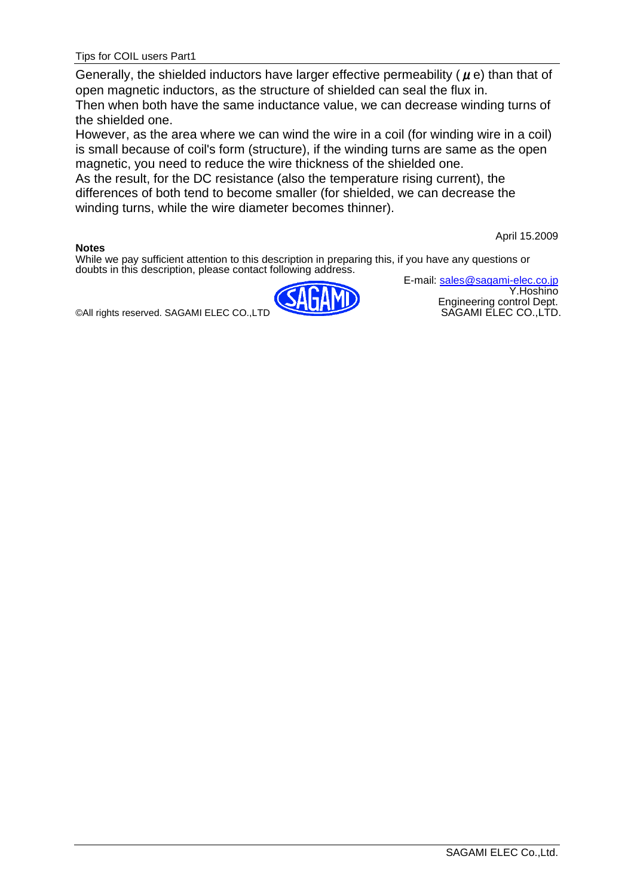Generally, the shielded inductors have larger effective permeability ( $\mu$ e) than that of open magnetic inductors, as the structure of shielded can seal the flux in.
Then when both have the same inductance value, we can decrease winding turns of the shielded one.
However, as the area where we can wind the wire in a coil (for winding wire in a coil) is small because of coil's form (structure), if the winding turns are same as the open magnetic, you need to reduce the wire thickness of the shielded one.
As the result, for the DC resistance (also the temperature rising current), the differences of both tend to become smaller (for shielded, we can decrease the winding turns, while the wire diameter becomes thinner).

April 15.2009

**Notes**

While we pay sufficient attention to this description in preparing this, if you have any questions or doubts in this description, please contact following address.

E-mail: sales@sagami-elec.co.jp
Y.Hoshino
Engineering control Dept.
SAGAMI ELEC CO.,LTD.

©All rights reserved. SAGAMI ELEC CO.,LTD